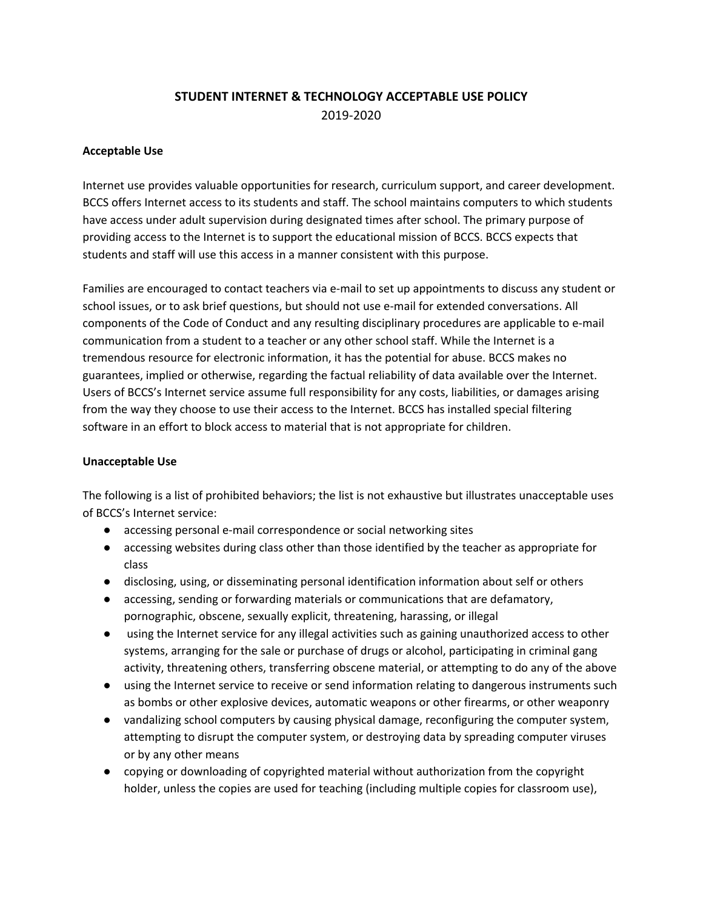# STUDENT INTERNET & TECHNOLOGY ACCEPTABLE USE POLICY

2019-2020

**Acceptable Use**

Internet use provides valuable opportunities for research, curriculum support, and career development. BCCS offers Internet access to its students and staff. The school maintains computers to which students have access under adult supervision during designated times after school. The primary purpose of providing access to the Internet is to support the educational mission of BCCS. BCCS expects that students and staff will use this access in a manner consistent with this purpose.

Families are encouraged to contact teachers via e-mail to set up appointments to discuss any student or school issues, or to ask brief questions, but should not use e-mail for extended conversations. All components of the Code of Conduct and any resulting disciplinary procedures are applicable to e-mail communication from a student to a teacher or any other school staff. While the Internet is a tremendous resource for electronic information, it has the potential for abuse. BCCS makes no guarantees, implied or otherwise, regarding the factual reliability of data available over the Internet. Users of BCCS's Internet service assume full responsibility for any costs, liabilities, or damages arising from the way they choose to use their access to the Internet. BCCS has installed special filtering software in an effort to block access to material that is not appropriate for children.

**Unacceptable Use**

The following is a list of prohibited behaviors; the list is not exhaustive but illustrates unacceptable uses of BCCS's Internet service:

- accessing personal e-mail correspondence or social networking sites
- accessing websites during class other than those identified by the teacher as appropriate for class
- disclosing, using, or disseminating personal identification information about self or others
- accessing, sending or forwarding materials or communications that are defamatory, pornographic, obscene, sexually explicit, threatening, harassing, or illegal
- using the Internet service for any illegal activities such as gaining unauthorized access to other systems, arranging for the sale or purchase of drugs or alcohol, participating in criminal gang activity, threatening others, transferring obscene material, or attempting to do any of the above
- using the Internet service to receive or send information relating to dangerous instruments such as bombs or other explosive devices, automatic weapons or other firearms, or other weaponry
- vandalizing school computers by causing physical damage, reconfiguring the computer system, attempting to disrupt the computer system, or destroying data by spreading computer viruses or by any other means
- copying or downloading of copyrighted material without authorization from the copyright holder, unless the copies are used for teaching (including multiple copies for classroom use),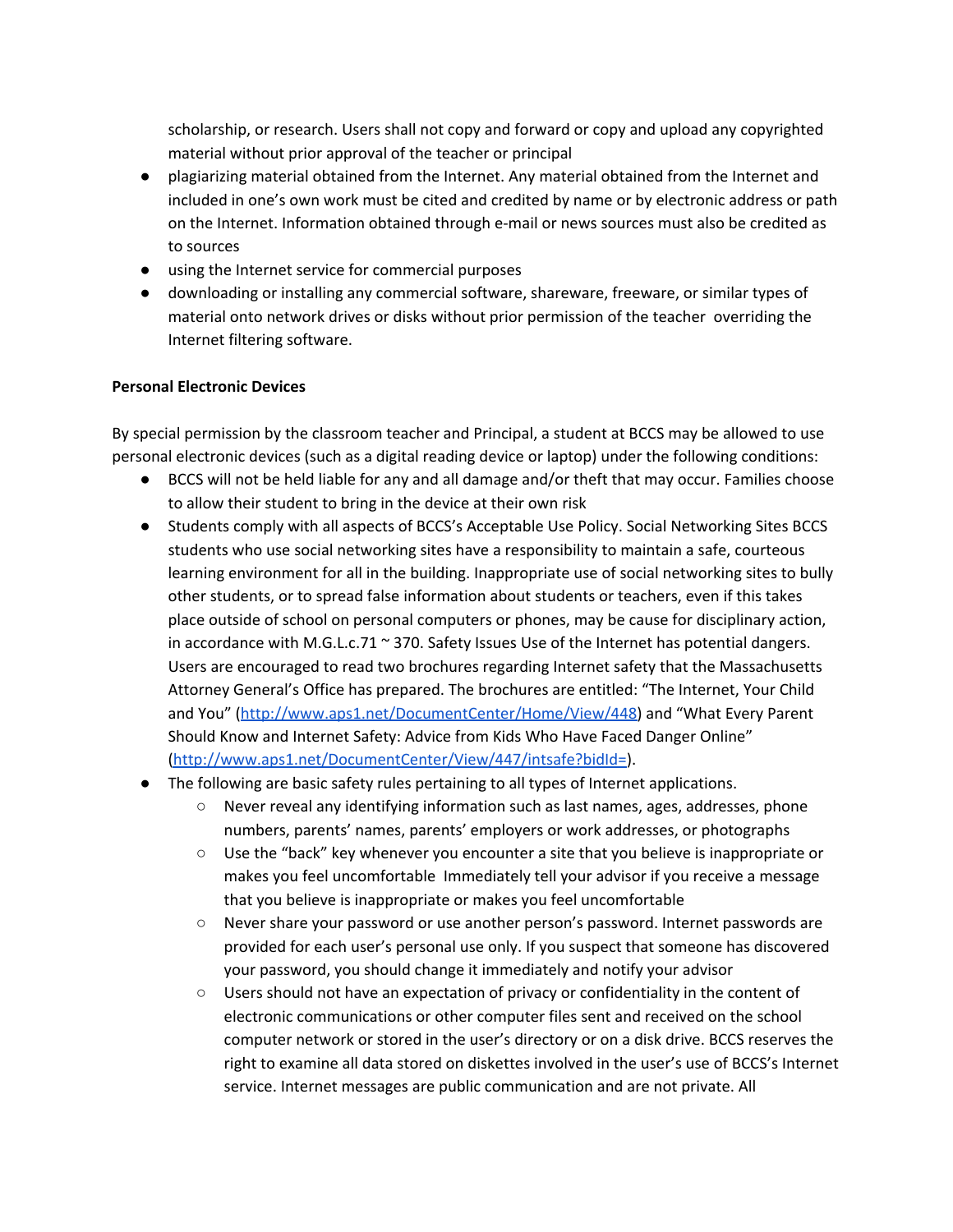scholarship, or research. Users shall not copy and forward or copy and upload any copyrighted material without prior approval of the teacher or principal

- plagiarizing material obtained from the Internet. Any material obtained from the Internet and included in one's own work must be cited and credited by name or by electronic address or path on the Internet. Information obtained through e-mail or news sources must also be credited as to sources
- using the Internet service for commercial purposes
- downloading or installing any commercial software, shareware, freeware, or similar types of material onto network drives or disks without prior permission of the teacher  overriding the Internet filtering software.

**Personal Electronic Devices**

By special permission by the classroom teacher and Principal, a student at BCCS may be allowed to use personal electronic devices (such as a digital reading device or laptop) under the following conditions:

- BCCS will not be held liable for any and all damage and/or theft that may occur. Families choose to allow their student to bring in the device at their own risk
- Students comply with all aspects of BCCS's Acceptable Use Policy. Social Networking Sites BCCS students who use social networking sites have a responsibility to maintain a safe, courteous learning environment for all in the building. Inappropriate use of social networking sites to bully other students, or to spread false information about students or teachers, even if this takes place outside of school on personal computers or phones, may be cause for disciplinary action, in accordance with M.G.L.c.71 ~ 370. Safety Issues Use of the Internet has potential dangers. Users are encouraged to read two brochures regarding Internet safety that the Massachusetts Attorney General's Office has prepared. The brochures are entitled: "The Internet, Your Child and You" (http://www.aps1.net/DocumentCenter/Home/View/448) and "What Every Parent Should Know and Internet Safety: Advice from Kids Who Have Faced Danger Online" (http://www.aps1.net/DocumentCenter/View/447/intsafe?bidId=).
- The following are basic safety rules pertaining to all types of Internet applications.
  - Never reveal any identifying information such as last names, ages, addresses, phone numbers, parents' names, parents' employers or work addresses, or photographs
  - Use the "back" key whenever you encounter a site that you believe is inappropriate or makes you feel uncomfortable  Immediately tell your advisor if you receive a message that you believe is inappropriate or makes you feel uncomfortable
  - Never share your password or use another person's password. Internet passwords are provided for each user's personal use only. If you suspect that someone has discovered your password, you should change it immediately and notify your advisor
  - Users should not have an expectation of privacy or confidentiality in the content of electronic communications or other computer files sent and received on the school computer network or stored in the user's directory or on a disk drive. BCCS reserves the right to examine all data stored on diskettes involved in the user's use of BCCS's Internet service. Internet messages are public communication and are not private. All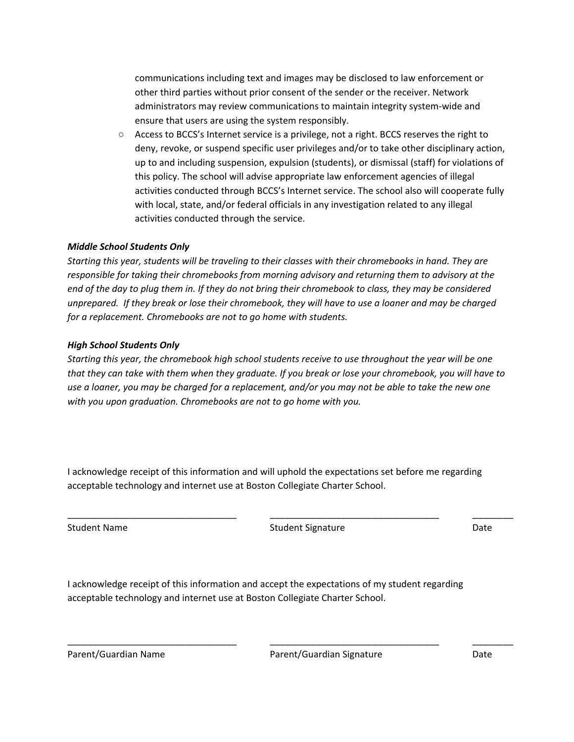communications including text and images may be disclosed to law enforcement or other third parties without prior consent of the sender or the receiver. Network administrators may review communications to maintain integrity system-wide and ensure that users are using the system responsibly.

- Access to BCCS's Internet service is a privilege, not a right. BCCS reserves the right to deny, revoke, or suspend specific user privileges and/or to take other disciplinary action, up to and including suspension, expulsion (students), or dismissal (staff) for violations of this policy. The school will advise appropriate law enforcement agencies of illegal activities conducted through BCCS's Internet service. The school also will cooperate fully with local, state, and/or federal officials in any investigation related to any illegal activities conducted through the service.

***Middle School Students Only***

*Starting this year, students will be traveling to their classes with their chromebooks in hand. They are responsible for taking their chromebooks from morning advisory and returning them to advisory at the end of the day to plug them in. If they do not bring their chromebook to class, they may be considered unprepared. If they break or lose their chromebook, they will have to use a loaner and may be charged for a replacement. Chromebooks are not to go home with students.*

***High School Students Only***

*Starting this year, the chromebook high school students receive to use throughout the year will be one that they can take with them when they graduate. If you break or lose your chromebook, you will have to use a loaner, you may be charged for a replacement, and/or you may not be able to take the new one with you upon graduation. Chromebooks are not to go home with you.*

I acknowledge receipt of this information and will uphold the expectations set before me regarding acceptable technology and internet use at Boston Collegiate Charter School.

| | | |
|---|---|---|
| ________________________________ | ________________________________ | ________ |
| Student Name | Student Signature | Date |

I acknowledge receipt of this information and accept the expectations of my student regarding acceptable technology and internet use at Boston Collegiate Charter School.

| | | |
|---|---|---|
| ________________________________ | ________________________________ | ________ |
| Parent/Guardian Name | Parent/Guardian Signature | Date |